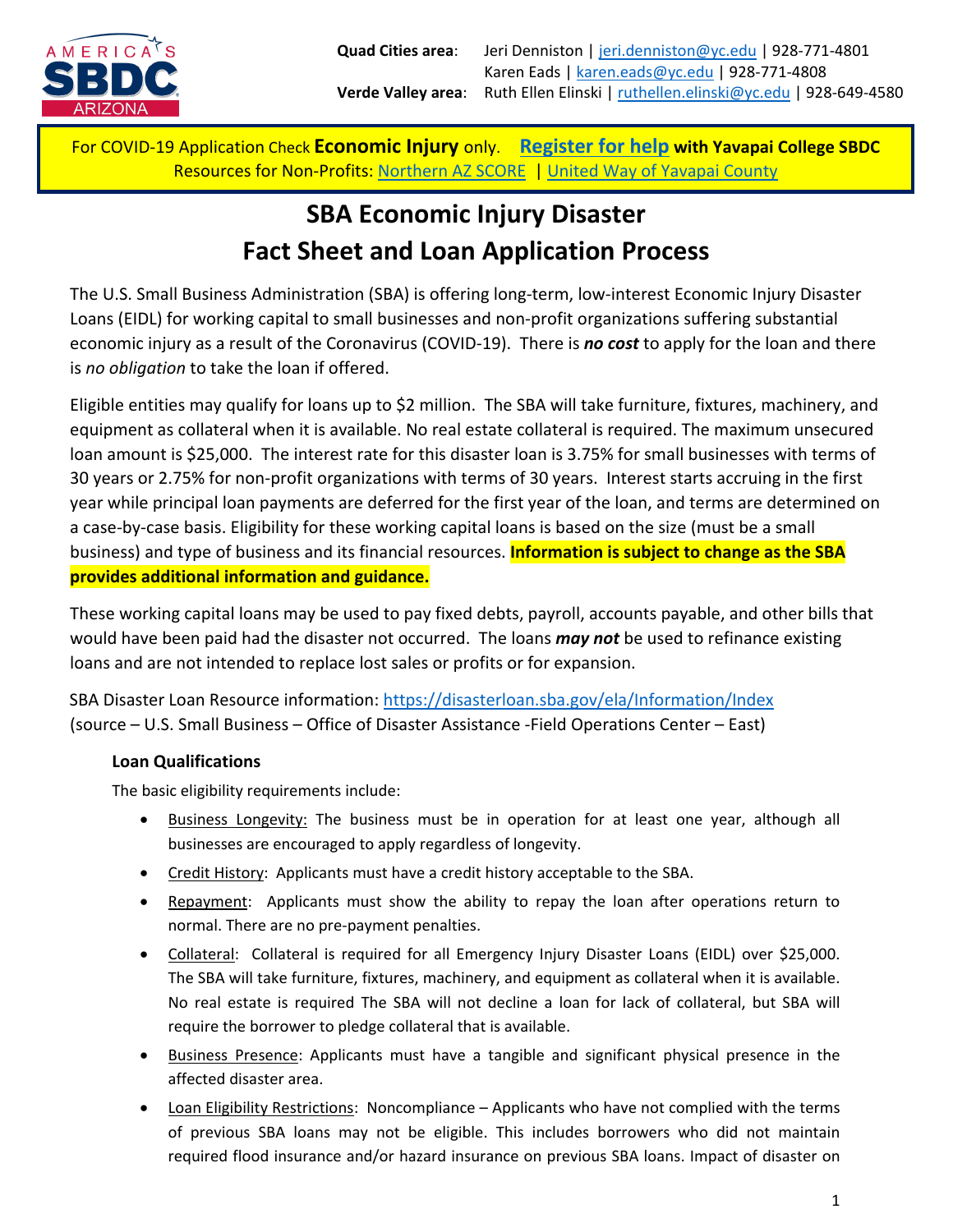**Quad Cities area**: Jeri Denniston | jeri.denniston@yc.edu | 928-771-4801
Karen Eads | karen.eads@yc.edu | 928-771-4808
**Verde Valley area**: Ruth Ellen Elinski | ruthellen.elinski@yc.edu | 928-649-4580

For COVID-19 Application Check **Economic Injury** only. **Register for help with Yavapai College SBDC**
Resources for Non-Profits: Northern AZ SCORE | United Way of Yavapai County

# SBA Economic Injury Disaster Fact Sheet and Loan Application Process

The U.S. Small Business Administration (SBA) is offering long-term, low-interest Economic Injury Disaster Loans (EIDL) for working capital to small businesses and non-profit organizations suffering substantial economic injury as a result of the Coronavirus (COVID-19). There is ***no cost*** to apply for the loan and there is *no obligation* to take the loan if offered.

Eligible entities may qualify for loans up to $2 million. The SBA will take furniture, fixtures, machinery, and equipment as collateral when it is available. No real estate collateral is required. The maximum unsecured loan amount is $25,000. The interest rate for this disaster loan is 3.75% for small businesses with terms of 30 years or 2.75% for non-profit organizations with terms of 30 years. Interest starts accruing in the first year while principal loan payments are deferred for the first year of the loan, and terms are determined on a case-by-case basis. Eligibility for these working capital loans is based on the size (must be a small business) and type of business and its financial resources. **Information is subject to change as the SBA provides additional information and guidance.**

These working capital loans may be used to pay fixed debts, payroll, accounts payable, and other bills that would have been paid had the disaster not occurred. The loans ***may not*** be used to refinance existing loans and are not intended to replace lost sales or profits or for expansion.

SBA Disaster Loan Resource information: https://disasterloan.sba.gov/ela/Information/Index
(source – U.S. Small Business – Office of Disaster Assistance -Field Operations Center – East)

### Loan Qualifications

The basic eligibility requirements include:

- Business Longevity: The business must be in operation for at least one year, although all businesses are encouraged to apply regardless of longevity.
- Credit History: Applicants must have a credit history acceptable to the SBA.
- Repayment: Applicants must show the ability to repay the loan after operations return to normal. There are no pre-payment penalties.
- Collateral: Collateral is required for all Emergency Injury Disaster Loans (EIDL) over $25,000. The SBA will take furniture, fixtures, machinery, and equipment as collateral when it is available. No real estate is required The SBA will not decline a loan for lack of collateral, but SBA will require the borrower to pledge collateral that is available.
- Business Presence: Applicants must have a tangible and significant physical presence in the affected disaster area.
- Loan Eligibility Restrictions: Noncompliance – Applicants who have not complied with the terms of previous SBA loans may not be eligible. This includes borrowers who did not maintain required flood insurance and/or hazard insurance on previous SBA loans. Impact of disaster on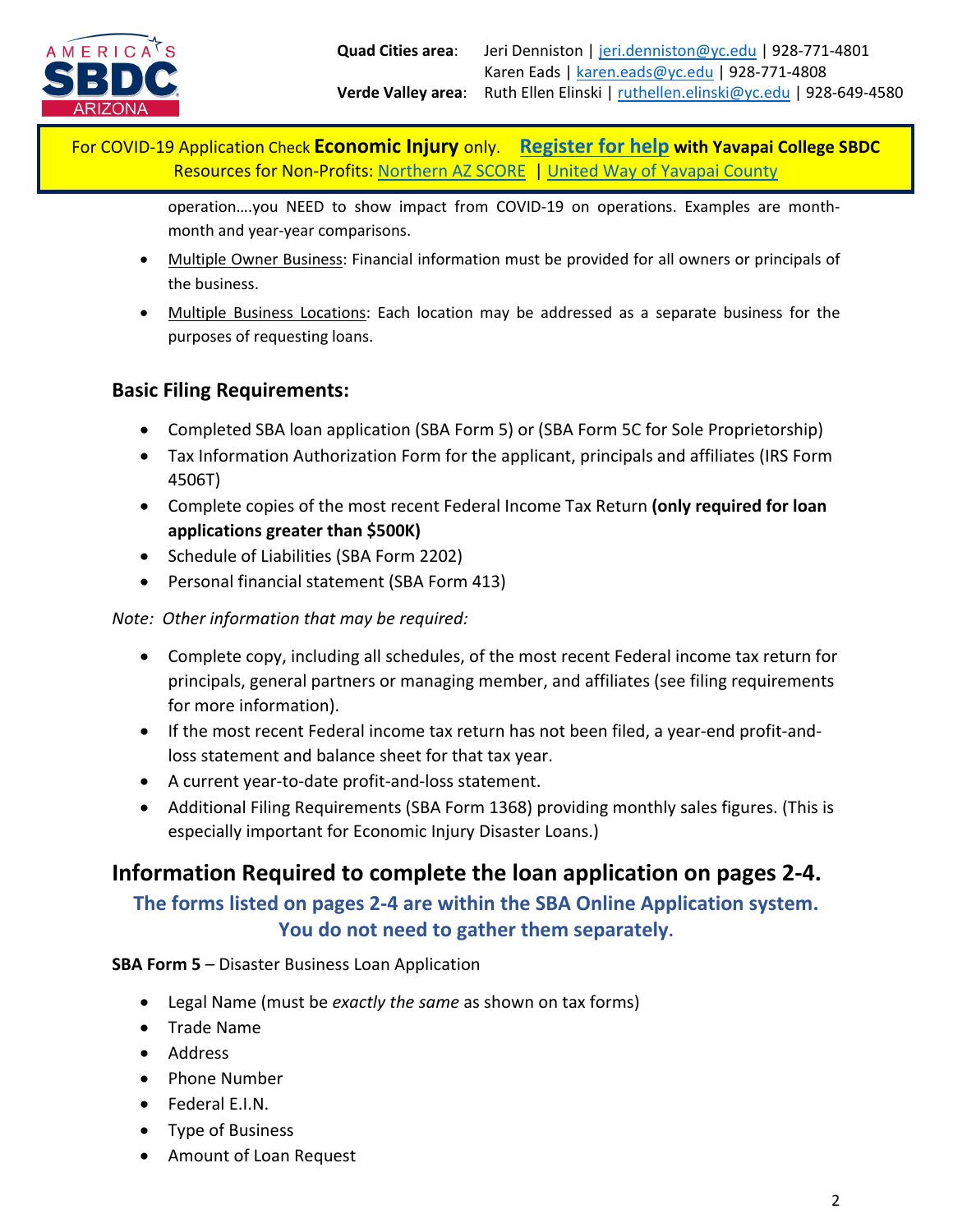operation….you NEED to show impact from COVID-19 on operations. Examples are month-month and year-year comparisons.

- Multiple Owner Business: Financial information must be provided for all owners or principals of the business.
- Multiple Business Locations: Each location may be addressed as a separate business for the purposes of requesting loans.

### Basic Filing Requirements:

- Completed SBA loan application (SBA Form 5) or (SBA Form 5C for Sole Proprietorship)
- Tax Information Authorization Form for the applicant, principals and affiliates (IRS Form 4506T)
- Complete copies of the most recent Federal Income Tax Return **(only required for loan applications greater than $500K)**
- Schedule of Liabilities (SBA Form 2202)
- Personal financial statement (SBA Form 413)

*Note: Other information that may be required:*

- Complete copy, including all schedules, of the most recent Federal income tax return for principals, general partners or managing member, and affiliates (see filing requirements for more information).
- If the most recent Federal income tax return has not been filed, a year-end profit-and-loss statement and balance sheet for that tax year.
- A current year-to-date profit-and-loss statement.
- Additional Filing Requirements (SBA Form 1368) providing monthly sales figures. (This is especially important for Economic Injury Disaster Loans.)

## Information Required to complete the loan application on pages 2-4.

**The forms listed on pages 2-4 are within the SBA Online Application system. You do not need to gather them separately.**

**SBA Form 5** – Disaster Business Loan Application

- Legal Name (must be *exactly the same* as shown on tax forms)
- Trade Name
- Address
- Phone Number
- Federal E.I.N.
- Type of Business
- Amount of Loan Request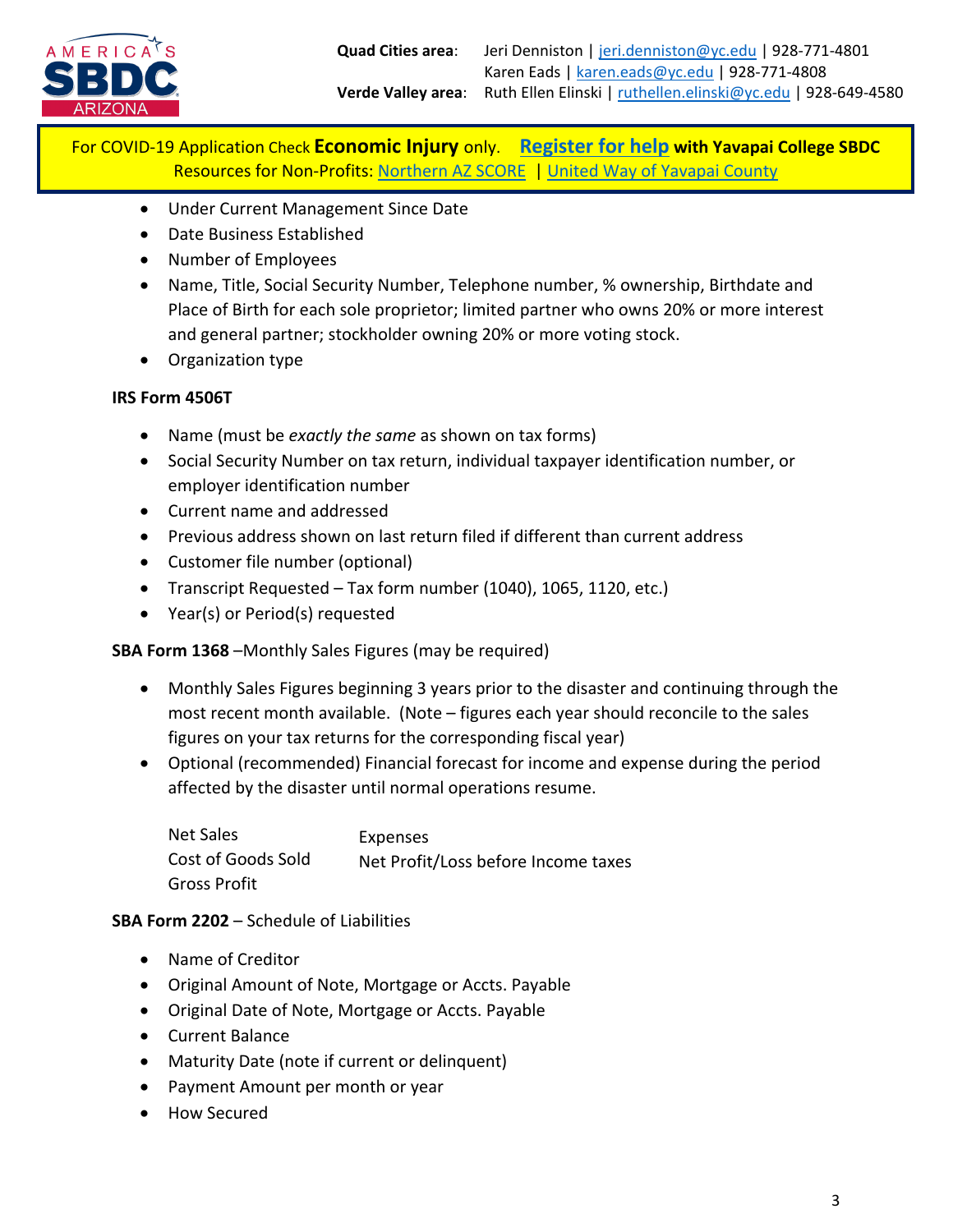- Under Current Management Since Date
- Date Business Established
- Number of Employees
- Name, Title, Social Security Number, Telephone number, % ownership, Birthdate and Place of Birth for each sole proprietor; limited partner who owns 20% or more interest and general partner; stockholder owning 20% or more voting stock.
- Organization type

**IRS Form 4506T**

- Name (must be *exactly the same* as shown on tax forms)
- Social Security Number on tax return, individual taxpayer identification number, or employer identification number
- Current name and addressed
- Previous address shown on last return filed if different than current address
- Customer file number (optional)
- Transcript Requested – Tax form number (1040), 1065, 1120, etc.)
- Year(s) or Period(s) requested

**SBA Form 1368** –Monthly Sales Figures (may be required)

- Monthly Sales Figures beginning 3 years prior to the disaster and continuing through the most recent month available. (Note – figures each year should reconcile to the sales figures on your tax returns for the corresponding fiscal year)
- Optional (recommended) Financial forecast for income and expense during the period affected by the disaster until normal operations resume.

  Net Sales
  Cost of Goods Sold
  Gross Profit
  Expenses
  Net Profit/Loss before Income taxes

**SBA Form 2202** – Schedule of Liabilities

- Name of Creditor
- Original Amount of Note, Mortgage or Accts. Payable
- Original Date of Note, Mortgage or Accts. Payable
- Current Balance
- Maturity Date (note if current or delinquent)
- Payment Amount per month or year
- How Secured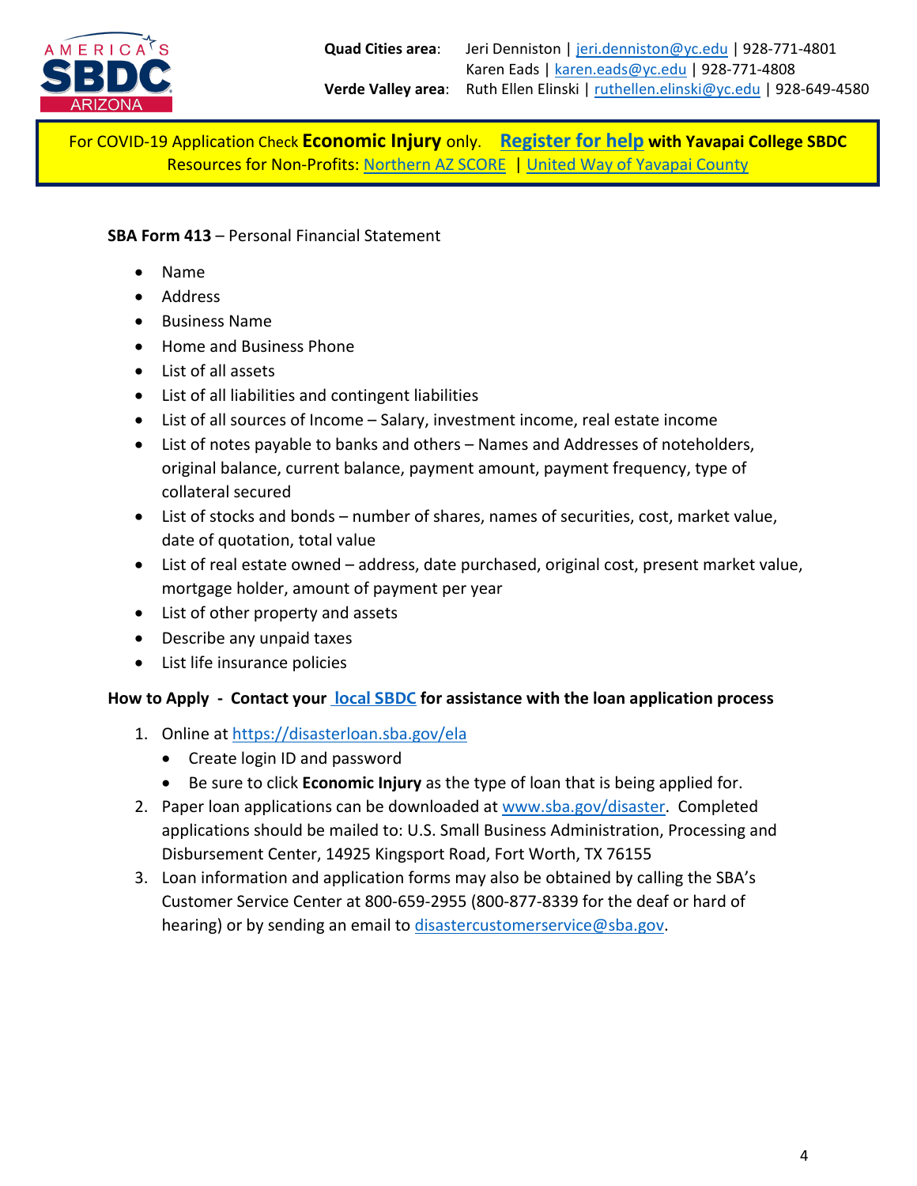**Quad Cities area**: Jeri Denniston | jeri.denniston@yc.edu | 928-771-4801
Karen Eads | karen.eads@yc.edu | 928-771-4808
**Verde Valley area**: Ruth Ellen Elinski | ruthellen.elinski@yc.edu | 928-649-4580

For COVID-19 Application Check **Economic Injury** only. **Register for help** **with Yavapai College SBDC**
Resources for Non-Profits: Northern AZ SCORE | United Way of Yavapai County

**SBA Form 413** – Personal Financial Statement

- Name
- Address
- Business Name
- Home and Business Phone
- List of all assets
- List of all liabilities and contingent liabilities
- List of all sources of Income – Salary, investment income, real estate income
- List of notes payable to banks and others – Names and Addresses of noteholders, original balance, current balance, payment amount, payment frequency, type of collateral secured
- List of stocks and bonds – number of shares, names of securities, cost, market value, date of quotation, total value
- List of real estate owned – address, date purchased, original cost, present market value, mortgage holder, amount of payment per year
- List of other property and assets
- Describe any unpaid taxes
- List life insurance policies

**How to Apply - Contact your local SBDC for assistance with the loan application process**

1. Online at https://disasterloan.sba.gov/ela
   - Create login ID and password
   - Be sure to click **Economic Injury** as the type of loan that is being applied for.
2. Paper loan applications can be downloaded at www.sba.gov/disaster. Completed applications should be mailed to: U.S. Small Business Administration, Processing and Disbursement Center, 14925 Kingsport Road, Fort Worth, TX 76155
3. Loan information and application forms may also be obtained by calling the SBA's Customer Service Center at 800-659-2955 (800-877-8339 for the deaf or hard of hearing) or by sending an email to disastercustomerservice@sba.gov.